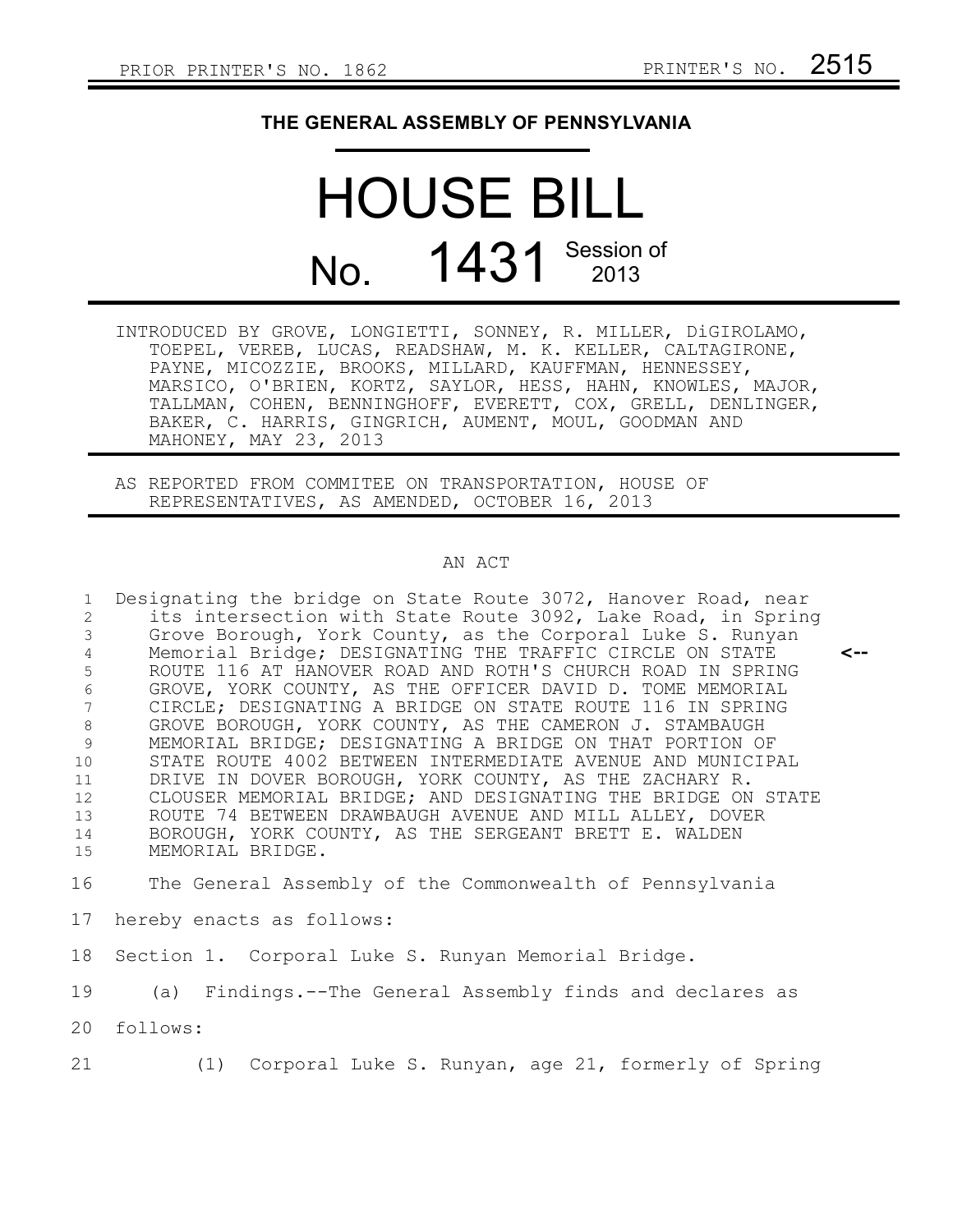PRIOR PRINTER'S NO. 1862 PRINTER'S NO. 2515

# THE GENERAL ASSEMBLY OF PENNSYLVANIA

# HOUSE BILL

## No. 1431 Session of 2013

INTRODUCED BY GROVE, LONGIETTI, SONNEY, R. MILLER, DiGIROLAMO, TOEPEL, VEREB, LUCAS, READSHAW, M. K. KELLER, CALTAGIRONE, PAYNE, MICOZZIE, BROOKS, MILLARD, KAUFFMAN, HENNESSEY, MARSICO, O'BRIEN, KORTZ, SAYLOR, HESS, HAHN, KNOWLES, MAJOR, TALLMAN, COHEN, BENNINGHOFF, EVERETT, COX, GRELL, DENLINGER, BAKER, C. HARRIS, GINGRICH, AUMENT, MOUL, GOODMAN AND MAHONEY, MAY 23, 2013

AS REPORTED FROM COMMITEE ON TRANSPORTATION, HOUSE OF REPRESENTATIVES, AS AMENDED, OCTOBER 16, 2013

AN ACT

Designating the bridge on State Route 3072, Hanover Road, near its intersection with State Route 3092, Lake Road, in Spring Grove Borough, York County, as the Corporal Luke S. Runyan Memorial Bridge; DESIGNATING THE TRAFFIC CIRCLE ON STATE ROUTE 116 AT HANOVER ROAD AND ROTH'S CHURCH ROAD IN SPRING GROVE, YORK COUNTY, AS THE OFFICER DAVID D. TOME MEMORIAL CIRCLE; DESIGNATING A BRIDGE ON STATE ROUTE 116 IN SPRING GROVE BOROUGH, YORK COUNTY, AS THE CAMERON J. STAMBAUGH MEMORIAL BRIDGE; DESIGNATING A BRIDGE ON THAT PORTION OF STATE ROUTE 4002 BETWEEN INTERMEDIATE AVENUE AND MUNICIPAL DRIVE IN DOVER BOROUGH, YORK COUNTY, AS THE ZACHARY R. CLOUSER MEMORIAL BRIDGE; AND DESIGNATING THE BRIDGE ON STATE ROUTE 74 BETWEEN DRAWBAUGH AVENUE AND MILL ALLEY, DOVER BOROUGH, YORK COUNTY, AS THE SERGEANT BRETT E. WALDEN MEMORIAL BRIDGE.

The General Assembly of the Commonwealth of Pennsylvania hereby enacts as follows:

Section 1. Corporal Luke S. Runyan Memorial Bridge.

(a) Findings.--The General Assembly finds and declares as follows:

(1) Corporal Luke S. Runyan, age 21, formerly of Spring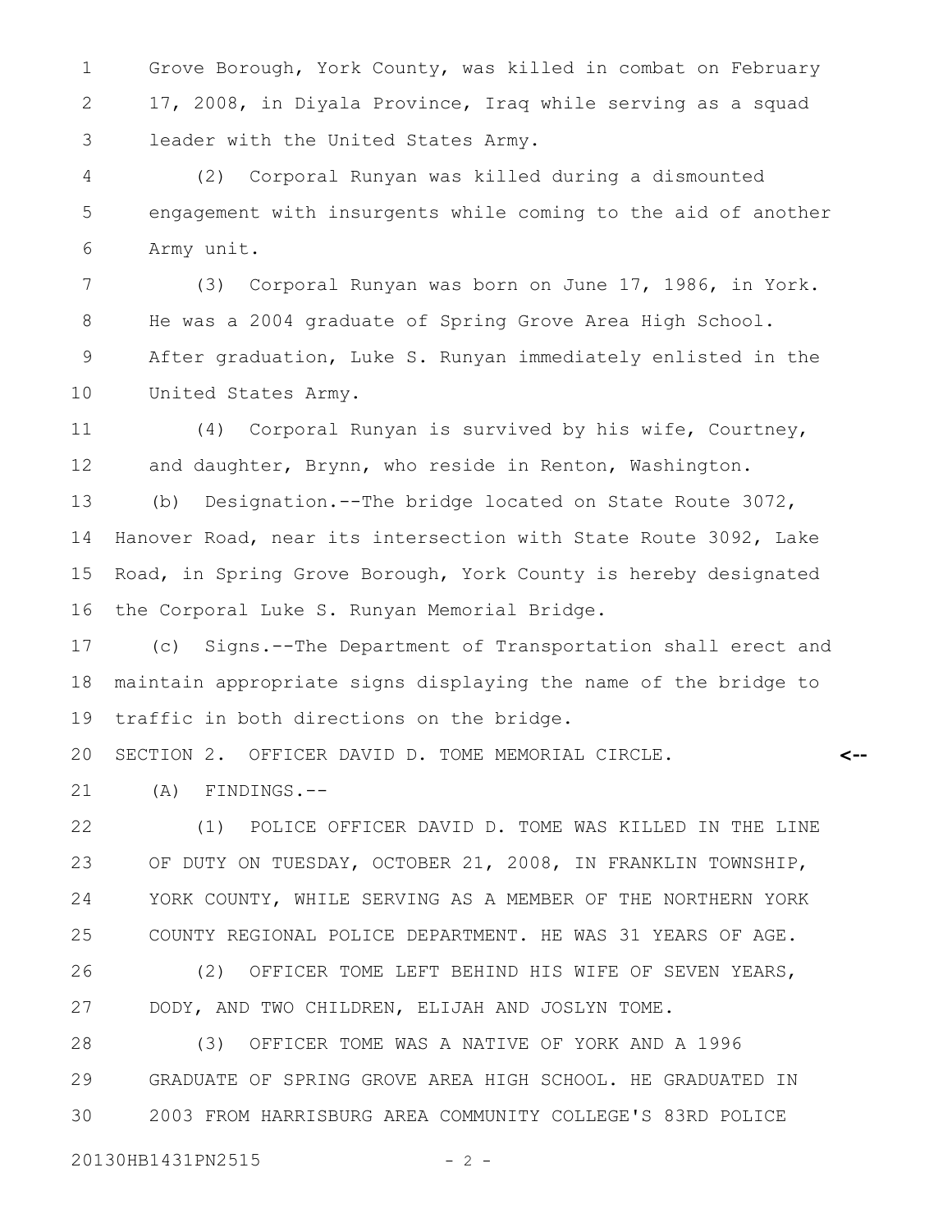Grove Borough, York County, was killed in combat on February 17, 2008, in Diyala Province, Iraq while serving as a squad leader with the United States Army.

(2) Corporal Runyan was killed during a dismounted engagement with insurgents while coming to the aid of another Army unit.

(3) Corporal Runyan was born on June 17, 1986, in York. He was a 2004 graduate of Spring Grove Area High School. After graduation, Luke S. Runyan immediately enlisted in the United States Army.

(4) Corporal Runyan is survived by his wife, Courtney, and daughter, Brynn, who reside in Renton, Washington.

(b) Designation.--The bridge located on State Route 3072, Hanover Road, near its intersection with State Route 3092, Lake Road, in Spring Grove Borough, York County is hereby designated the Corporal Luke S. Runyan Memorial Bridge.

(c) Signs.--The Department of Transportation shall erect and maintain appropriate signs displaying the name of the bridge to traffic in both directions on the bridge.

SECTION 2. OFFICER DAVID D. TOME MEMORIAL CIRCLE. <--

(A) FINDINGS.--

(1) POLICE OFFICER DAVID D. TOME WAS KILLED IN THE LINE OF DUTY ON TUESDAY, OCTOBER 21, 2008, IN FRANKLIN TOWNSHIP, YORK COUNTY, WHILE SERVING AS A MEMBER OF THE NORTHERN YORK COUNTY REGIONAL POLICE DEPARTMENT. HE WAS 31 YEARS OF AGE.

(2) OFFICER TOME LEFT BEHIND HIS WIFE OF SEVEN YEARS, DODY, AND TWO CHILDREN, ELIJAH AND JOSLYN TOME.

(3) OFFICER TOME WAS A NATIVE OF YORK AND A 1996 GRADUATE OF SPRING GROVE AREA HIGH SCHOOL. HE GRADUATED IN 2003 FROM HARRISBURG AREA COMMUNITY COLLEGE'S 83RD POLICE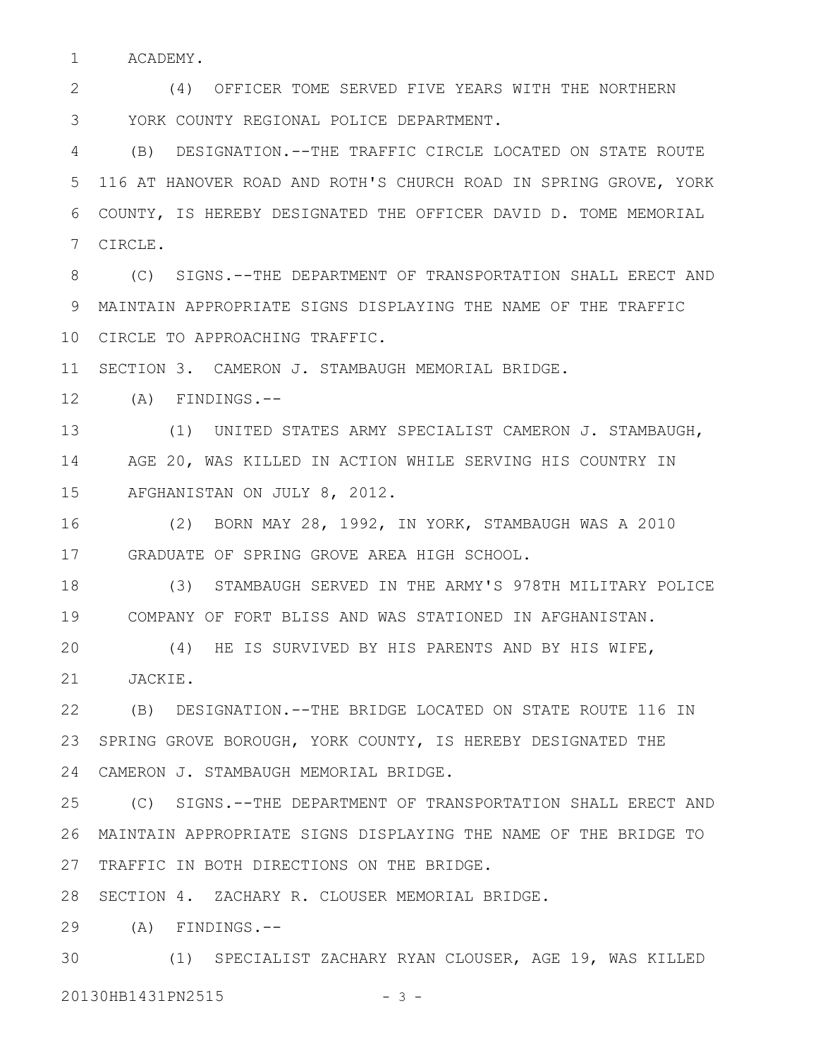ACADEMY.

(4) OFFICER TOME SERVED FIVE YEARS WITH THE NORTHERN YORK COUNTY REGIONAL POLICE DEPARTMENT.

(B) DESIGNATION.--THE TRAFFIC CIRCLE LOCATED ON STATE ROUTE 116 AT HANOVER ROAD AND ROTH'S CHURCH ROAD IN SPRING GROVE, YORK COUNTY, IS HEREBY DESIGNATED THE OFFICER DAVID D. TOME MEMORIAL CIRCLE.

(C) SIGNS.--THE DEPARTMENT OF TRANSPORTATION SHALL ERECT AND MAINTAIN APPROPRIATE SIGNS DISPLAYING THE NAME OF THE TRAFFIC CIRCLE TO APPROACHING TRAFFIC.

SECTION 3. CAMERON J. STAMBAUGH MEMORIAL BRIDGE.

(A) FINDINGS.--

(1) UNITED STATES ARMY SPECIALIST CAMERON J. STAMBAUGH, AGE 20, WAS KILLED IN ACTION WHILE SERVING HIS COUNTRY IN AFGHANISTAN ON JULY 8, 2012.

(2) BORN MAY 28, 1992, IN YORK, STAMBAUGH WAS A 2010 GRADUATE OF SPRING GROVE AREA HIGH SCHOOL.

(3) STAMBAUGH SERVED IN THE ARMY'S 978TH MILITARY POLICE COMPANY OF FORT BLISS AND WAS STATIONED IN AFGHANISTAN.

(4) HE IS SURVIVED BY HIS PARENTS AND BY HIS WIFE, JACKIE.

(B) DESIGNATION.--THE BRIDGE LOCATED ON STATE ROUTE 116 IN SPRING GROVE BOROUGH, YORK COUNTY, IS HEREBY DESIGNATED THE CAMERON J. STAMBAUGH MEMORIAL BRIDGE.

(C) SIGNS.--THE DEPARTMENT OF TRANSPORTATION SHALL ERECT AND MAINTAIN APPROPRIATE SIGNS DISPLAYING THE NAME OF THE BRIDGE TO TRAFFIC IN BOTH DIRECTIONS ON THE BRIDGE.

SECTION 4. ZACHARY R. CLOUSER MEMORIAL BRIDGE.

(A) FINDINGS.--

(1) SPECIALIST ZACHARY RYAN CLOUSER, AGE 19, WAS KILLED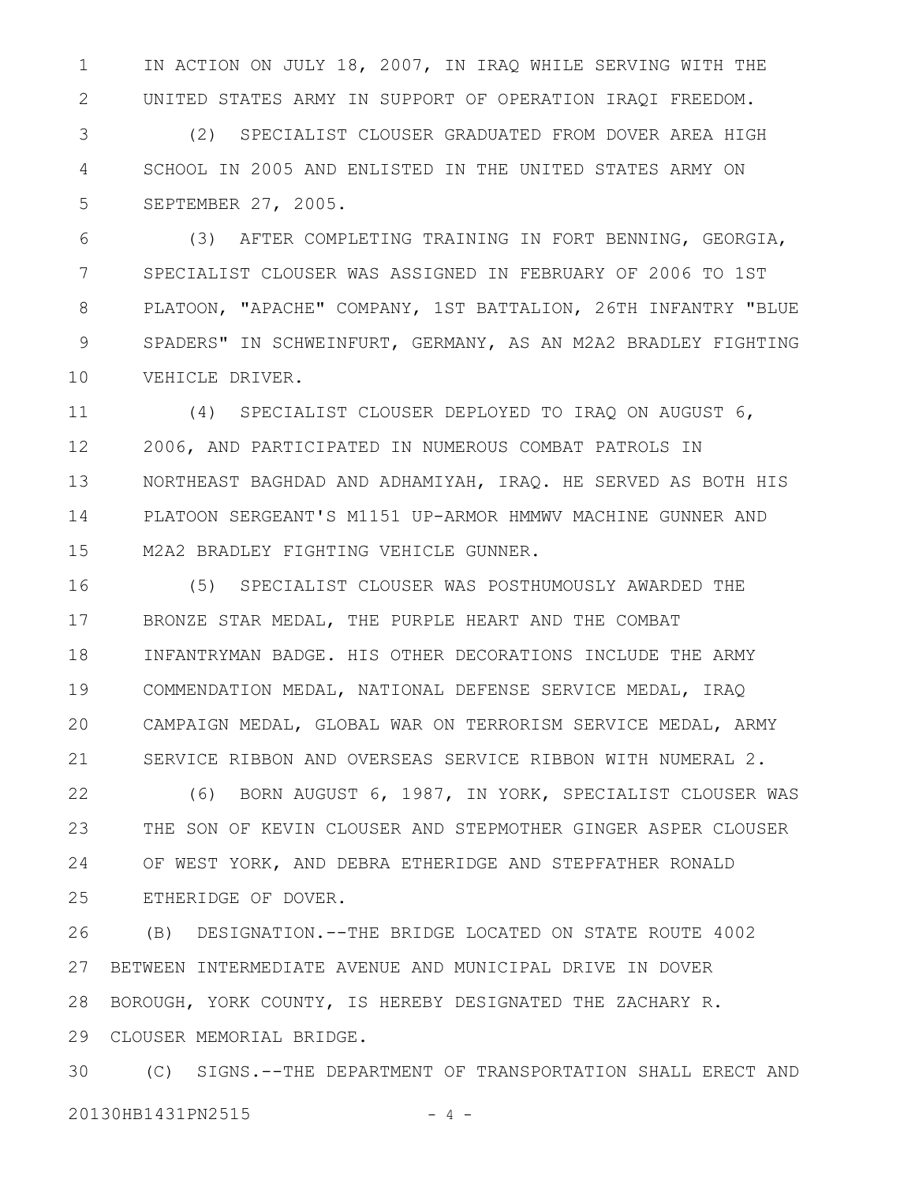IN ACTION ON JULY 18, 2007, IN IRAQ WHILE SERVING WITH THE UNITED STATES ARMY IN SUPPORT OF OPERATION IRAQI FREEDOM.

(2) SPECIALIST CLOUSER GRADUATED FROM DOVER AREA HIGH SCHOOL IN 2005 AND ENLISTED IN THE UNITED STATES ARMY ON SEPTEMBER 27, 2005.

(3) AFTER COMPLETING TRAINING IN FORT BENNING, GEORGIA, SPECIALIST CLOUSER WAS ASSIGNED IN FEBRUARY OF 2006 TO 1ST PLATOON, "APACHE" COMPANY, 1ST BATTALION, 26TH INFANTRY "BLUE SPADERS" IN SCHWEINFURT, GERMANY, AS AN M2A2 BRADLEY FIGHTING VEHICLE DRIVER.

(4) SPECIALIST CLOUSER DEPLOYED TO IRAQ ON AUGUST 6, 2006, AND PARTICIPATED IN NUMEROUS COMBAT PATROLS IN NORTHEAST BAGHDAD AND ADHAMIYAH, IRAQ. HE SERVED AS BOTH HIS PLATOON SERGEANT'S M1151 UP-ARMOR HMMWV MACHINE GUNNER AND M2A2 BRADLEY FIGHTING VEHICLE GUNNER.

(5) SPECIALIST CLOUSER WAS POSTHUMOUSLY AWARDED THE BRONZE STAR MEDAL, THE PURPLE HEART AND THE COMBAT INFANTRYMAN BADGE. HIS OTHER DECORATIONS INCLUDE THE ARMY COMMENDATION MEDAL, NATIONAL DEFENSE SERVICE MEDAL, IRAQ CAMPAIGN MEDAL, GLOBAL WAR ON TERRORISM SERVICE MEDAL, ARMY SERVICE RIBBON AND OVERSEAS SERVICE RIBBON WITH NUMERAL 2.

(6) BORN AUGUST 6, 1987, IN YORK, SPECIALIST CLOUSER WAS THE SON OF KEVIN CLOUSER AND STEPMOTHER GINGER ASPER CLOUSER OF WEST YORK, AND DEBRA ETHERIDGE AND STEPFATHER RONALD ETHERIDGE OF DOVER.

(B) DESIGNATION.--THE BRIDGE LOCATED ON STATE ROUTE 4002 BETWEEN INTERMEDIATE AVENUE AND MUNICIPAL DRIVE IN DOVER BOROUGH, YORK COUNTY, IS HEREBY DESIGNATED THE ZACHARY R. CLOUSER MEMORIAL BRIDGE.

(C) SIGNS.--THE DEPARTMENT OF TRANSPORTATION SHALL ERECT AND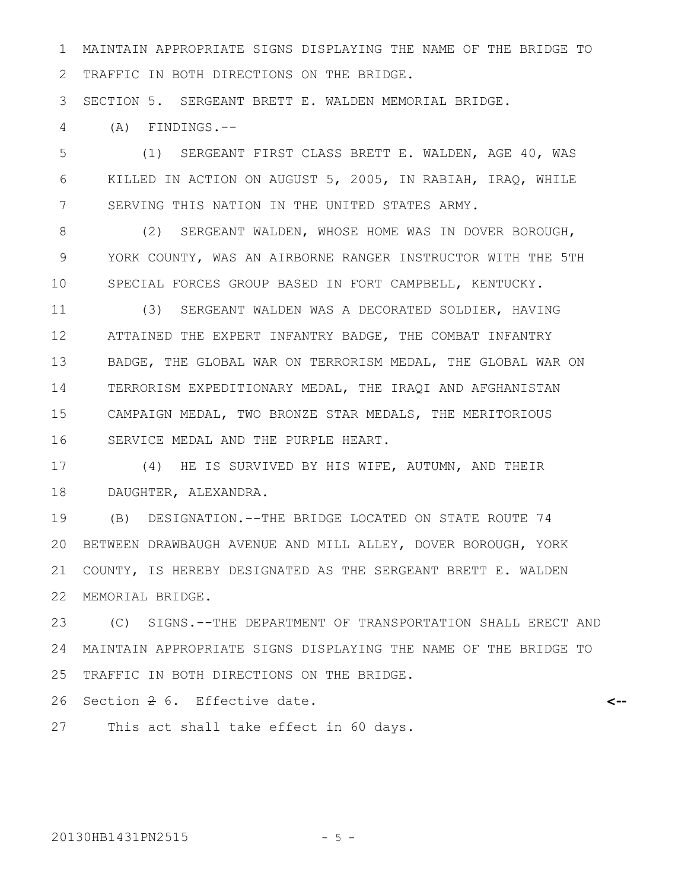MAINTAIN APPROPRIATE SIGNS DISPLAYING THE NAME OF THE BRIDGE TO TRAFFIC IN BOTH DIRECTIONS ON THE BRIDGE.

SECTION 5. SERGEANT BRETT E. WALDEN MEMORIAL BRIDGE.

(A) FINDINGS.--

(1) SERGEANT FIRST CLASS BRETT E. WALDEN, AGE 40, WAS KILLED IN ACTION ON AUGUST 5, 2005, IN RABIAH, IRAQ, WHILE SERVING THIS NATION IN THE UNITED STATES ARMY.

(2) SERGEANT WALDEN, WHOSE HOME WAS IN DOVER BOROUGH, YORK COUNTY, WAS AN AIRBORNE RANGER INSTRUCTOR WITH THE 5TH SPECIAL FORCES GROUP BASED IN FORT CAMPBELL, KENTUCKY.

(3) SERGEANT WALDEN WAS A DECORATED SOLDIER, HAVING ATTAINED THE EXPERT INFANTRY BADGE, THE COMBAT INFANTRY BADGE, THE GLOBAL WAR ON TERRORISM MEDAL, THE GLOBAL WAR ON TERRORISM EXPEDITIONARY MEDAL, THE IRAQI AND AFGHANISTAN CAMPAIGN MEDAL, TWO BRONZE STAR MEDALS, THE MERITORIOUS SERVICE MEDAL AND THE PURPLE HEART.

(4) HE IS SURVIVED BY HIS WIFE, AUTUMN, AND THEIR DAUGHTER, ALEXANDRA.

(B) DESIGNATION.--THE BRIDGE LOCATED ON STATE ROUTE 74 BETWEEN DRAWBAUGH AVENUE AND MILL ALLEY, DOVER BOROUGH, YORK COUNTY, IS HEREBY DESIGNATED AS THE SERGEANT BRETT E. WALDEN MEMORIAL BRIDGE.

(C) SIGNS.--THE DEPARTMENT OF TRANSPORTATION SHALL ERECT AND MAINTAIN APPROPRIATE SIGNS DISPLAYING THE NAME OF THE BRIDGE TO TRAFFIC IN BOTH DIRECTIONS ON THE BRIDGE.

Section ~~2~~ 6. Effective date. **<--**

This act shall take effect in 60 days.